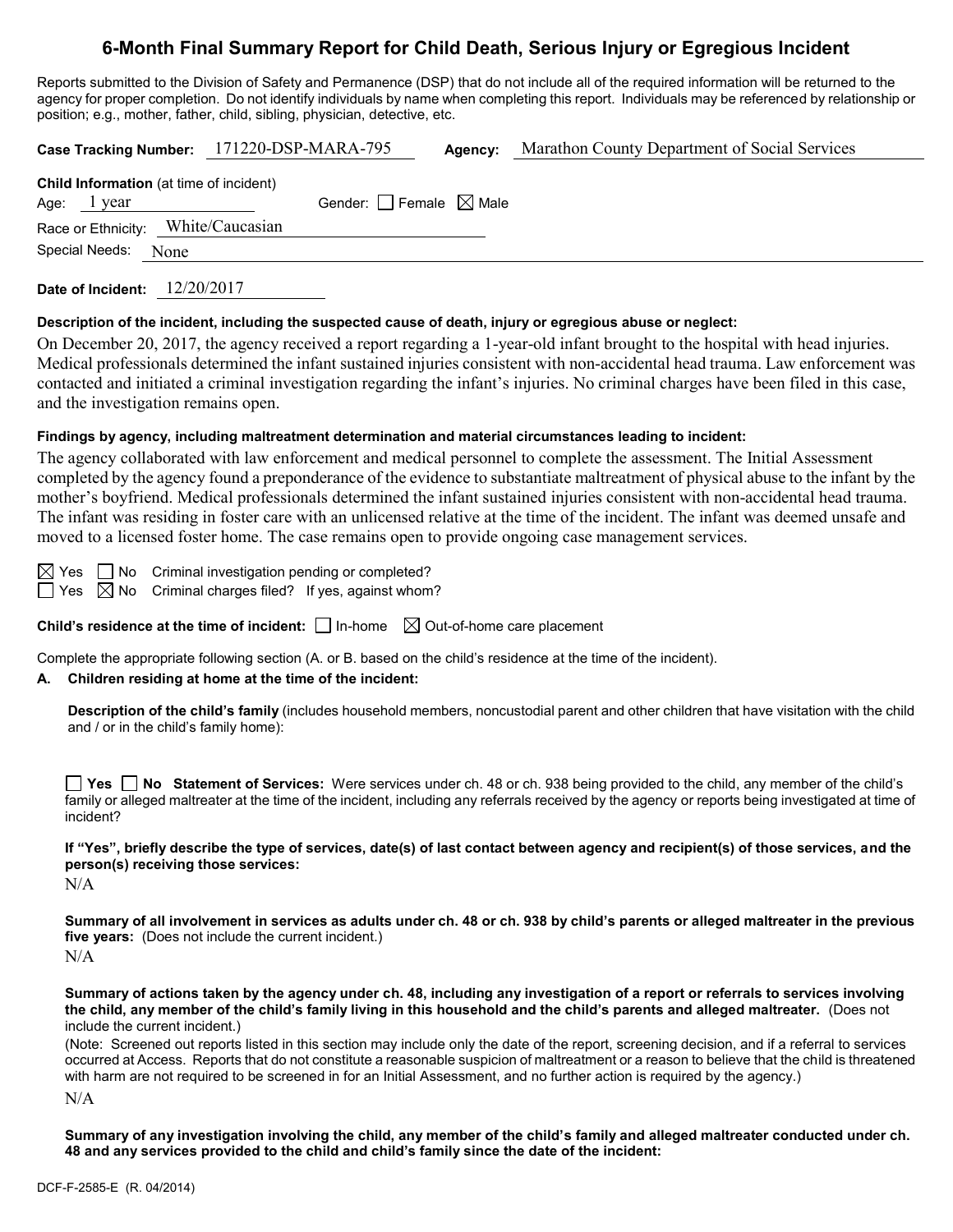# 6-Month Final Summary Report for Child Death, Serious Injury or Egregious Incident

Reports submitted to the Division of Safety and Permanence (DSP) that do not include all of the required information will be returned to the agency for proper completion. Do not identify individuals by name when completing this report. Individuals may be referenced by relationship or position; e.g., mother, father, child, sibling, physician, detective, etc.

**Case Tracking Number:** 171220-DSP-MARA-795 **Agency:** Marathon County Department of Social Services

**Child Information** (at time of incident)

Age: 1 year Gender: ☐ Female ☒ Male

Race or Ethnicity: White/Caucasian

Special Needs: None

**Date of Incident:** 12/20/2017

**Description of the incident, including the suspected cause of death, injury or egregious abuse or neglect:**

On December 20, 2017, the agency received a report regarding a 1-year-old infant brought to the hospital with head injuries. Medical professionals determined the infant sustained injuries consistent with non-accidental head trauma. Law enforcement was contacted and initiated a criminal investigation regarding the infant's injuries. No criminal charges have been filed in this case, and the investigation remains open.

**Findings by agency, including maltreatment determination and material circumstances leading to incident:**

The agency collaborated with law enforcement and medical personnel to complete the assessment. The Initial Assessment completed by the agency found a preponderance of the evidence to substantiate maltreatment of physical abuse to the infant by the mother's boyfriend. Medical professionals determined the infant sustained injuries consistent with non-accidental head trauma. The infant was residing in foster care with an unlicensed relative at the time of the incident. The infant was deemed unsafe and moved to a licensed foster home. The case remains open to provide ongoing case management services.

☒ Yes ☐ No Criminal investigation pending or completed?

☐ Yes ☒ No Criminal charges filed? If yes, against whom?

**Child's residence at the time of incident:** ☐ In-home ☒ Out-of-home care placement

Complete the appropriate following section (A. or B. based on the child's residence at the time of the incident).

**A. Children residing at home at the time of the incident:**

**Description of the child's family** (includes household members, noncustodial parent and other children that have visitation with the child and / or in the child's family home):

☐ **Yes** ☐ **No Statement of Services:** Were services under ch. 48 or ch. 938 being provided to the child, any member of the child's family or alleged maltreater at the time of the incident, including any referrals received by the agency or reports being investigated at time of incident?

**If "Yes", briefly describe the type of services, date(s) of last contact between agency and recipient(s) of those services, and the person(s) receiving those services:**

N/A

**Summary of all involvement in services as adults under ch. 48 or ch. 938 by child's parents or alleged maltreater in the previous five years:** (Does not include the current incident.)

N/A

**Summary of actions taken by the agency under ch. 48, including any investigation of a report or referrals to services involving the child, any member of the child's family living in this household and the child's parents and alleged maltreater.** (Does not include the current incident.)

(Note: Screened out reports listed in this section may include only the date of the report, screening decision, and if a referral to services occurred at Access. Reports that do not constitute a reasonable suspicion of maltreatment or a reason to believe that the child is threatened with harm are not required to be screened in for an Initial Assessment, and no further action is required by the agency.)

N/A

**Summary of any investigation involving the child, any member of the child's family and alleged maltreater conducted under ch. 48 and any services provided to the child and child's family since the date of the incident:**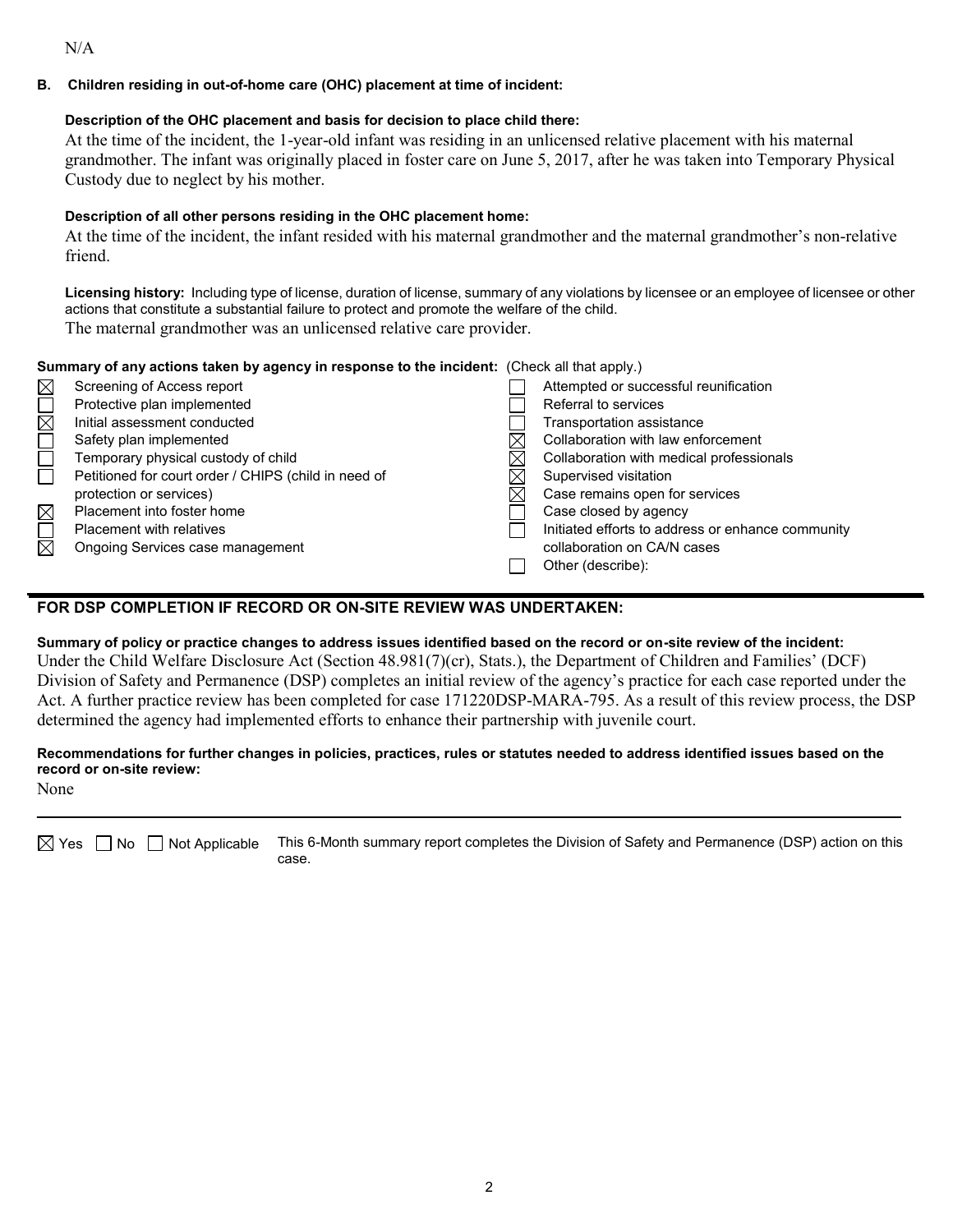N/A

**B. Children residing in out-of-home care (OHC) placement at time of incident:**

**Description of the OHC placement and basis for decision to place child there:**

At the time of the incident, the 1-year-old infant was residing in an unlicensed relative placement with his maternal grandmother. The infant was originally placed in foster care on June 5, 2017, after he was taken into Temporary Physical Custody due to neglect by his mother.

**Description of all other persons residing in the OHC placement home:**

At the time of the incident, the infant resided with his maternal grandmother and the maternal grandmother's non-relative friend.

**Licensing history:** Including type of license, duration of license, summary of any violations by licensee or an employee of licensee or other actions that constitute a substantial failure to protect and promote the welfare of the child.

The maternal grandmother was an unlicensed relative care provider.

**Summary of any actions taken by agency in response to the incident:** (Check all that apply.)

- [x] Screening of Access report
- [ ] Protective plan implemented
- [x] Initial assessment conducted
- [ ] Safety plan implemented
- [ ] Temporary physical custody of child
- [ ] Petitioned for court order / CHIPS (child in need of protection or services)
- [x] Placement into foster home
- [ ] Placement with relatives
- [x] Ongoing Services case management
- [ ] Attempted or successful reunification
- [ ] Referral to services
- [ ] Transportation assistance
- [x] Collaboration with law enforcement
- [x] Collaboration with medical professionals
- [x] Supervised visitation
- [x] Case remains open for services
- [ ] Case closed by agency
- [ ] Initiated efforts to address or enhance community collaboration on CA/N cases
- [ ] Other (describe):

---

## FOR DSP COMPLETION IF RECORD OR ON-SITE REVIEW WAS UNDERTAKEN:

**Summary of policy or practice changes to address issues identified based on the record or on-site review of the incident:**

Under the Child Welfare Disclosure Act (Section 48.981(7)(cr), Stats.), the Department of Children and Families' (DCF) Division of Safety and Permanence (DSP) completes an initial review of the agency's practice for each case reported under the Act. A further practice review has been completed for case 171220DSP-MARA-795. As a result of this review process, the DSP determined the agency had implemented efforts to enhance their partnership with juvenile court.

**Recommendations for further changes in policies, practices, rules or statutes needed to address identified issues based on the record or on-site review:**

None

---

[x] Yes [ ] No [ ] Not Applicable This 6-Month summary report completes the Division of Safety and Permanence (DSP) action on this case.